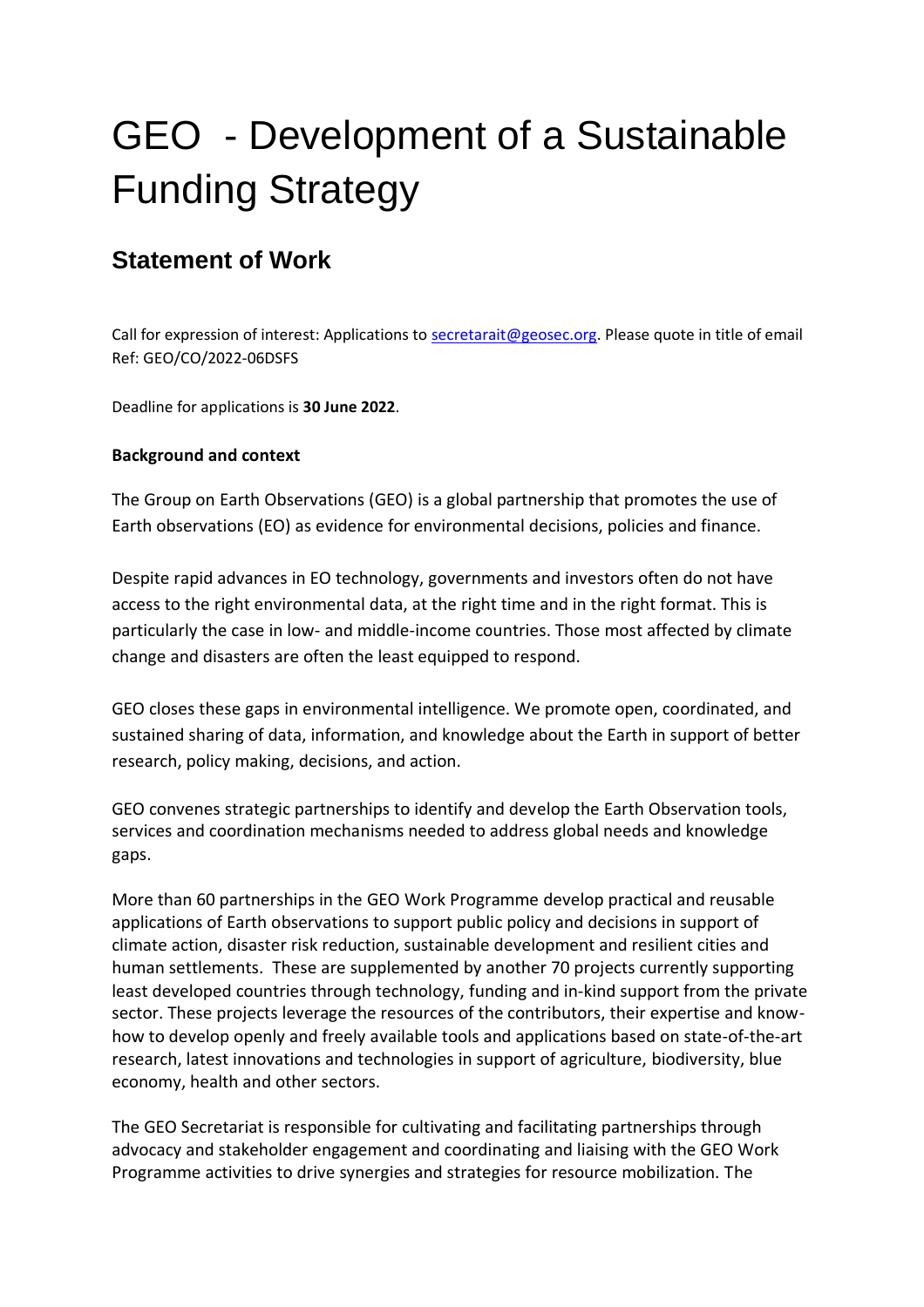# GEO - Development of a Sustainable Funding Strategy

## Statement of Work

Call for expression of interest: Applications to [secretarait@geosec.org](mailto:secretarait@geosec.org). Please quote in title of email Ref: GEO/CO/2022-06DSFS

Deadline for applications is **30 June 2022**.

**Background and context**

The Group on Earth Observations (GEO) is a global partnership that promotes the use of Earth observations (EO) as evidence for environmental decisions, policies and finance.

Despite rapid advances in EO technology, governments and investors often do not have access to the right environmental data, at the right time and in the right format. This is particularly the case in low- and middle-income countries. Those most affected by climate change and disasters are often the least equipped to respond.

GEO closes these gaps in environmental intelligence. We promote open, coordinated, and sustained sharing of data, information, and knowledge about the Earth in support of better research, policy making, decisions, and action.

GEO convenes strategic partnerships to identify and develop the Earth Observation tools, services and coordination mechanisms needed to address global needs and knowledge gaps.

More than 60 partnerships in the GEO Work Programme develop practical and reusable applications of Earth observations to support public policy and decisions in support of climate action, disaster risk reduction, sustainable development and resilient cities and human settlements. These are supplemented by another 70 projects currently supporting least developed countries through technology, funding and in-kind support from the private sector. These projects leverage the resources of the contributors, their expertise and know-how to develop openly and freely available tools and applications based on state-of-the-art research, latest innovations and technologies in support of agriculture, biodiversity, blue economy, health and other sectors.

The GEO Secretariat is responsible for cultivating and facilitating partnerships through advocacy and stakeholder engagement and coordinating and liaising with the GEO Work Programme activities to drive synergies and strategies for resource mobilization. The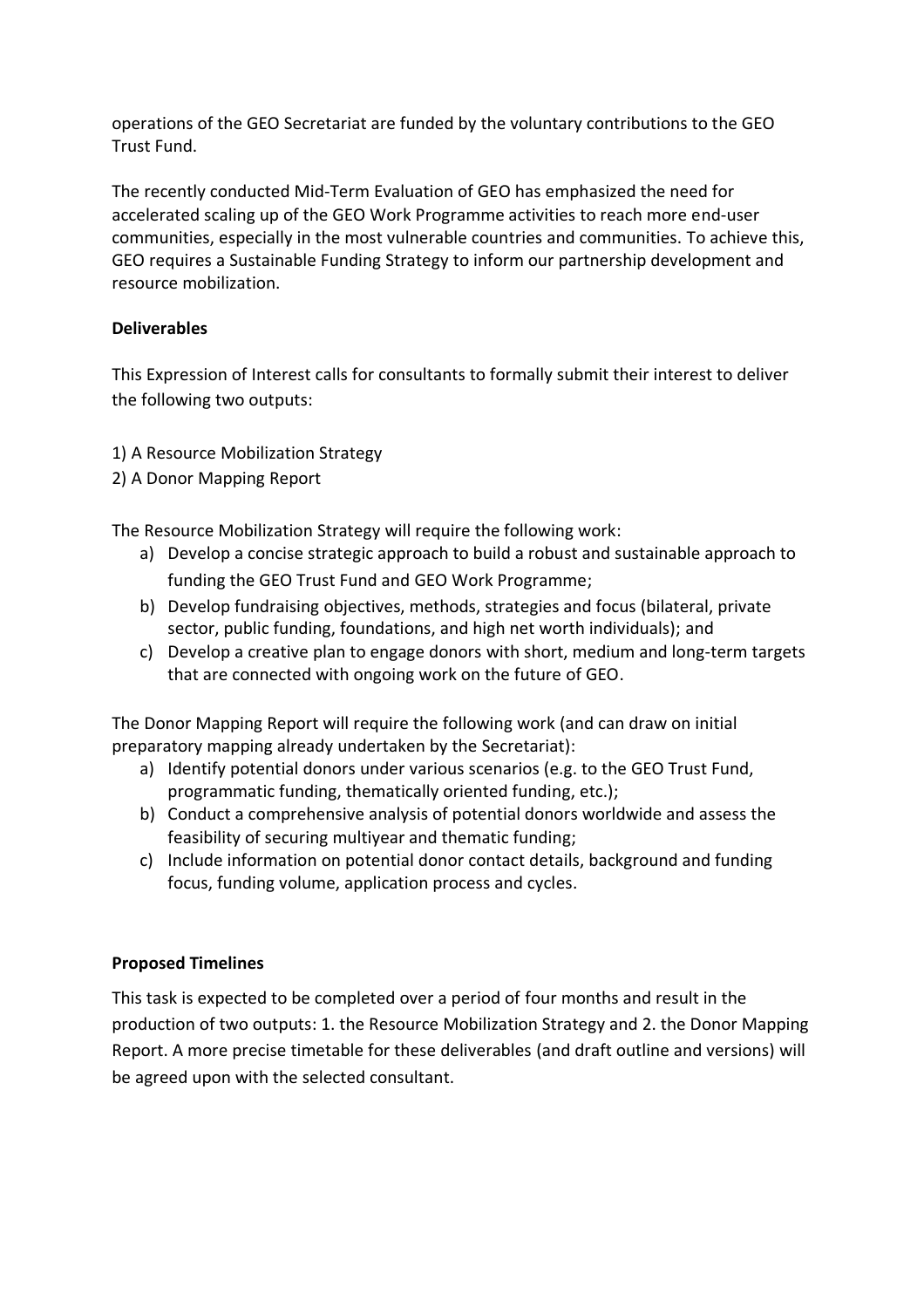operations of the GEO Secretariat are funded by the voluntary contributions to the GEO Trust Fund.

The recently conducted Mid-Term Evaluation of GEO has emphasized the need for accelerated scaling up of the GEO Work Programme activities to reach more end-user communities, especially in the most vulnerable countries and communities. To achieve this, GEO requires a Sustainable Funding Strategy to inform our partnership development and resource mobilization.

**Deliverables**

This Expression of Interest calls for consultants to formally submit their interest to deliver the following two outputs:

1) A Resource Mobilization Strategy
2) A Donor Mapping Report

The Resource Mobilization Strategy will require the following work:

a) Develop a concise strategic approach to build a robust and sustainable approach to funding the GEO Trust Fund and GEO Work Programme;
b) Develop fundraising objectives, methods, strategies and focus (bilateral, private sector, public funding, foundations, and high net worth individuals); and
c) Develop a creative plan to engage donors with short, medium and long-term targets that are connected with ongoing work on the future of GEO.

The Donor Mapping Report will require the following work (and can draw on initial preparatory mapping already undertaken by the Secretariat):

a) Identify potential donors under various scenarios (e.g. to the GEO Trust Fund, programmatic funding, thematically oriented funding, etc.);
b) Conduct a comprehensive analysis of potential donors worldwide and assess the feasibility of securing multiyear and thematic funding;
c) Include information on potential donor contact details, background and funding focus, funding volume, application process and cycles.

**Proposed Timelines**

This task is expected to be completed over a period of four months and result in the production of two outputs: 1. the Resource Mobilization Strategy and 2. the Donor Mapping Report. A more precise timetable for these deliverables (and draft outline and versions) will be agreed upon with the selected consultant.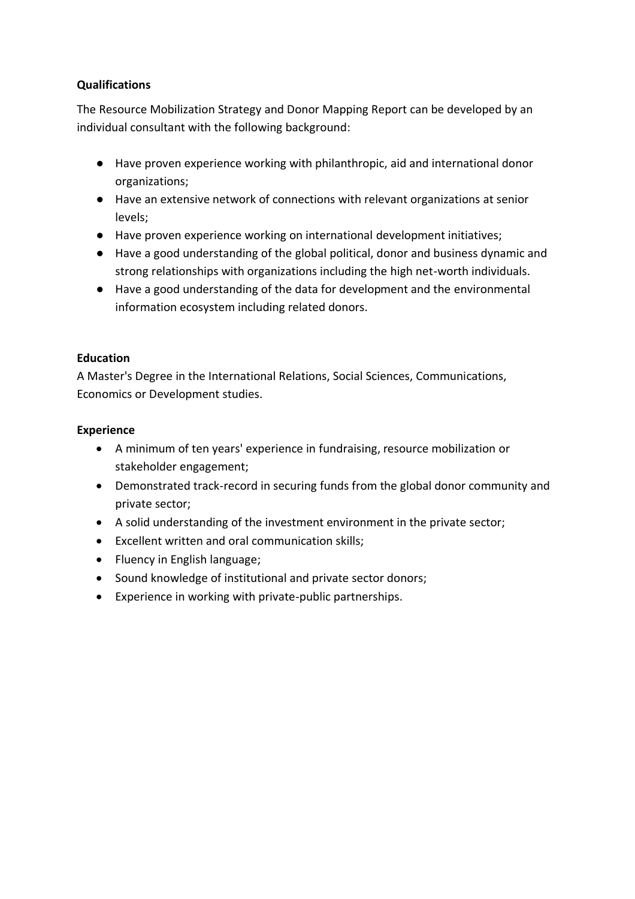**Qualifications**

The Resource Mobilization Strategy and Donor Mapping Report can be developed by an individual consultant with the following background:

- Have proven experience working with philanthropic, aid and international donor organizations;
- Have an extensive network of connections with relevant organizations at senior levels;
- Have proven experience working on international development initiatives;
- Have a good understanding of the global political, donor and business dynamic and strong relationships with organizations including the high net-worth individuals.
- Have a good understanding of the data for development and the environmental information ecosystem including related donors.

**Education**

A Master's Degree in the International Relations, Social Sciences, Communications, Economics or Development studies.

**Experience**

- A minimum of ten years' experience in fundraising, resource mobilization or stakeholder engagement;
- Demonstrated track-record in securing funds from the global donor community and private sector;
- A solid understanding of the investment environment in the private sector;
- Excellent written and oral communication skills;
- Fluency in English language;
- Sound knowledge of institutional and private sector donors;
- Experience in working with private-public partnerships.